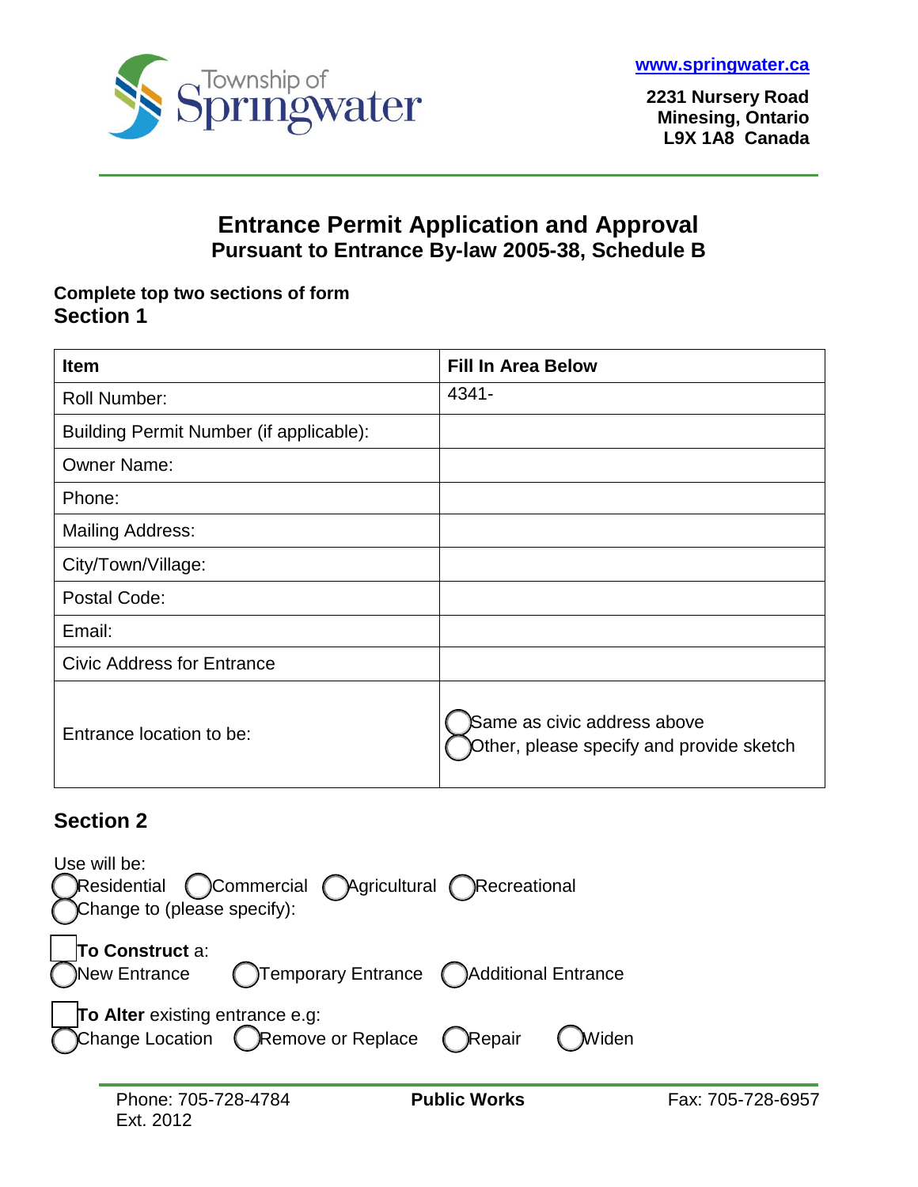Township of Springwater

www.springwater.ca

**2231 Nursery Road**
**Minesing, Ontario**
**L9X 1A8 Canada**

# Entrance Permit Application and Approval

## Pursuant to Entrance By-law 2005-38, Schedule B

**Complete top two sections of form**

## Section 1

| **Item** | **Fill In Area Below** |
|---|---|
| Roll Number: | 4341- |
| Building Permit Number (if applicable): | |
| Owner Name: | |
| Phone: | |
| Mailing Address: | |
| City/Town/Village: | |
| Postal Code: | |
| Email: | |
| Civic Address for Entrance | |
| Entrance location to be: | ◯ Same as civic address above<br>◯ Other, please specify and provide sketch |

## Section 2

Use will be:
◯ Residential ◯ Commercial ◯ Agricultural ◯ Recreational
◯ Change to (please specify):

☐ **To Construct** a:
◯ New Entrance ◯ Temporary Entrance ◯ Additional Entrance

☐ **To Alter** existing entrance e.g:
◯ Change Location ◯ Remove or Replace ◯ Repair ◯ Widen

Phone: 705-728-4784 Ext. 2012 | **Public Works** | Fax: 705-728-6957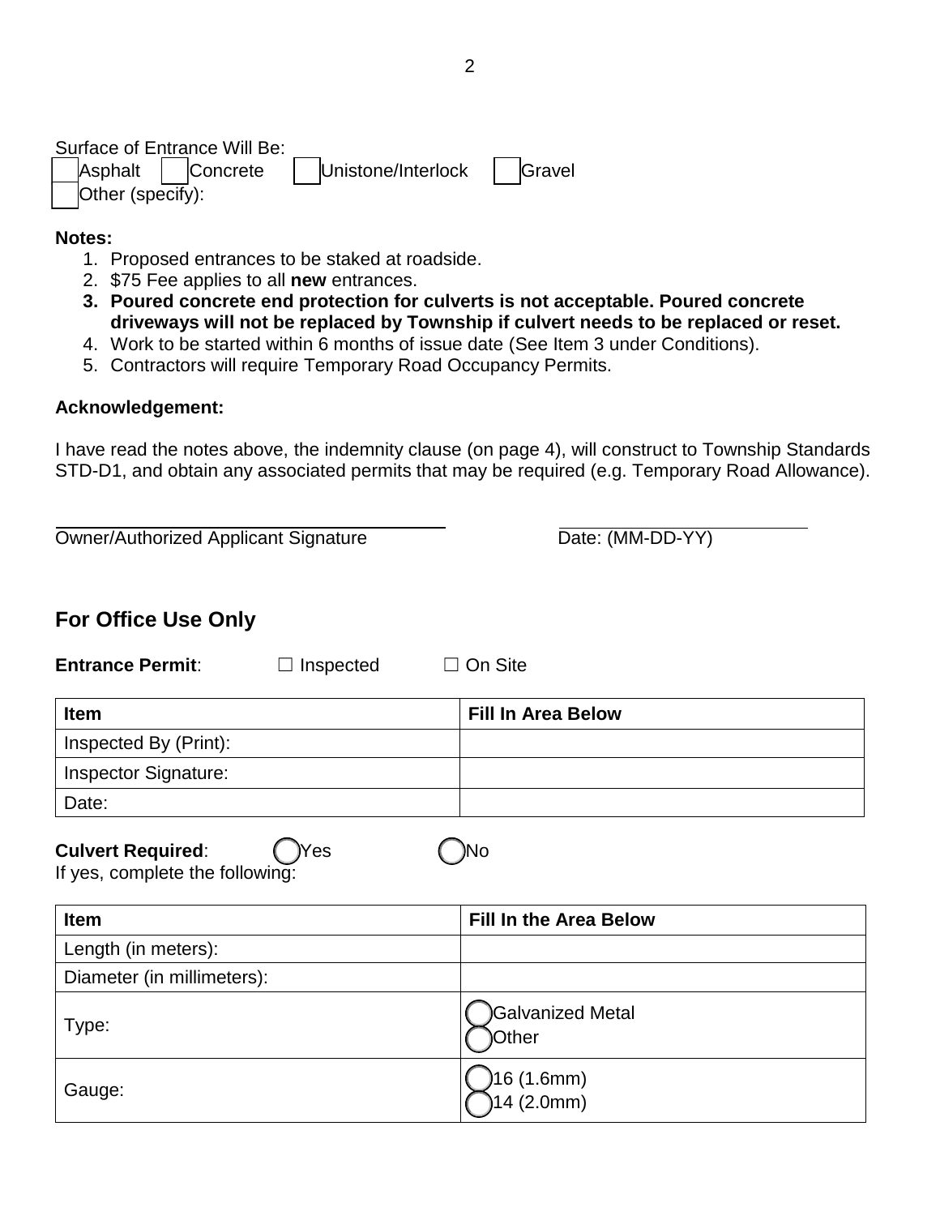Surface of Entrance Will Be:

☐ Asphalt ☐ Concrete ☐ Unistone/Interlock ☐ Gravel

☐ Other (specify):

**Notes:**

1. Proposed entrances to be staked at roadside.
2. $75 Fee applies to all **new** entrances.
3. **Poured concrete end protection for culverts is not acceptable. Poured concrete driveways will not be replaced by Township if culvert needs to be replaced or reset.**
4. Work to be started within 6 months of issue date (See Item 3 under Conditions).
5. Contractors will require Temporary Road Occupancy Permits.

**Acknowledgement:**

I have read the notes above, the indemnity clause (on page 4), will construct to Township Standards STD-D1, and obtain any associated permits that may be required (e.g. Temporary Road Allowance).

Owner/Authorized Applicant Signature

Date: (MM-DD-YY)

## For Office Use Only

**Entrance Permit**: ☐ Inspected ☐ On Site

| Item | Fill In Area Below |
| --- | --- |
| Inspected By (Print): | |
| Inspector Signature: | |
| Date: | |

**Culvert Required**: ◯ Yes ◯ No

If yes, complete the following:

| Item | Fill In the Area Below |
| --- | --- |
| Length (in meters): | |
| Diameter (in millimeters): | |
| Type: | ◯ Galvanized Metal<br>◯ Other |
| Gauge: | ◯ 16 (1.6mm)<br>◯ 14 (2.0mm) |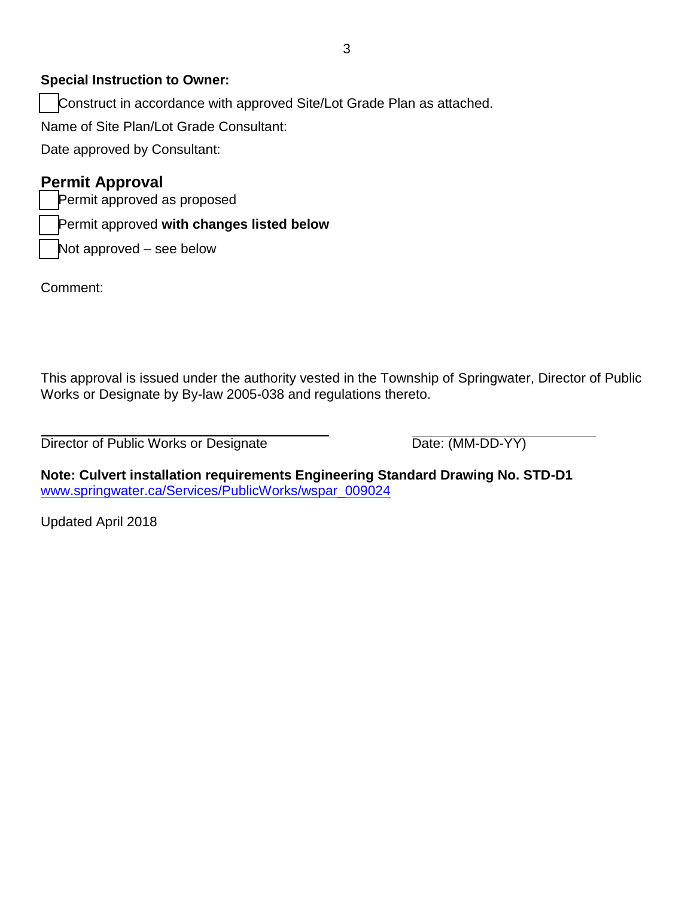**Special Instruction to Owner:**

☐ Construct in accordance with approved Site/Lot Grade Plan as attached.

Name of Site Plan/Lot Grade Consultant:

Date approved by Consultant:

## Permit Approval

☐ Permit approved as proposed

☐ Permit approved **with changes listed below**

☐ Not approved – see below

Comment:

This approval is issued under the authority vested in the Township of Springwater, Director of Public Works or Designate by By-law 2005-038 and regulations thereto.

Director of Public Works or Designate ____________________  Date: (MM-DD-YY) ____________________

**Note: Culvert installation requirements Engineering Standard Drawing No. STD-D1**
www.springwater.ca/Services/PublicWorks/wspar_009024

Updated April 2018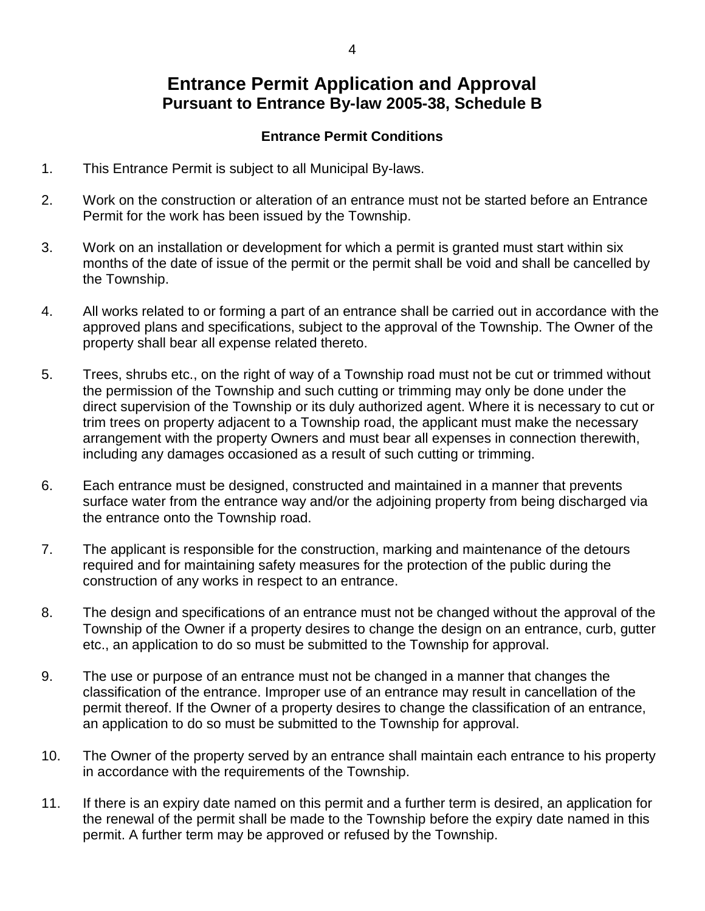# Entrance Permit Application and Approval
## Pursuant to Entrance By-law 2005-38, Schedule B

### Entrance Permit Conditions

1. This Entrance Permit is subject to all Municipal By-laws.

2. Work on the construction or alteration of an entrance must not be started before an Entrance Permit for the work has been issued by the Township.

3. Work on an installation or development for which a permit is granted must start within six months of the date of issue of the permit or the permit shall be void and shall be cancelled by the Township.

4. All works related to or forming a part of an entrance shall be carried out in accordance with the approved plans and specifications, subject to the approval of the Township. The Owner of the property shall bear all expense related thereto.

5. Trees, shrubs etc., on the right of way of a Township road must not be cut or trimmed without the permission of the Township and such cutting or trimming may only be done under the direct supervision of the Township or its duly authorized agent. Where it is necessary to cut or trim trees on property adjacent to a Township road, the applicant must make the necessary arrangement with the property Owners and must bear all expenses in connection therewith, including any damages occasioned as a result of such cutting or trimming.

6. Each entrance must be designed, constructed and maintained in a manner that prevents surface water from the entrance way and/or the adjoining property from being discharged via the entrance onto the Township road.

7. The applicant is responsible for the construction, marking and maintenance of the detours required and for maintaining safety measures for the protection of the public during the construction of any works in respect to an entrance.

8. The design and specifications of an entrance must not be changed without the approval of the Township of the Owner if a property desires to change the design on an entrance, curb, gutter etc., an application to do so must be submitted to the Township for approval.

9. The use or purpose of an entrance must not be changed in a manner that changes the classification of the entrance. Improper use of an entrance may result in cancellation of the permit thereof. If the Owner of a property desires to change the classification of an entrance, an application to do so must be submitted to the Township for approval.

10. The Owner of the property served by an entrance shall maintain each entrance to his property in accordance with the requirements of the Township.

11. If there is an expiry date named on this permit and a further term is desired, an application for the renewal of the permit shall be made to the Township before the expiry date named in this permit. A further term may be approved or refused by the Township.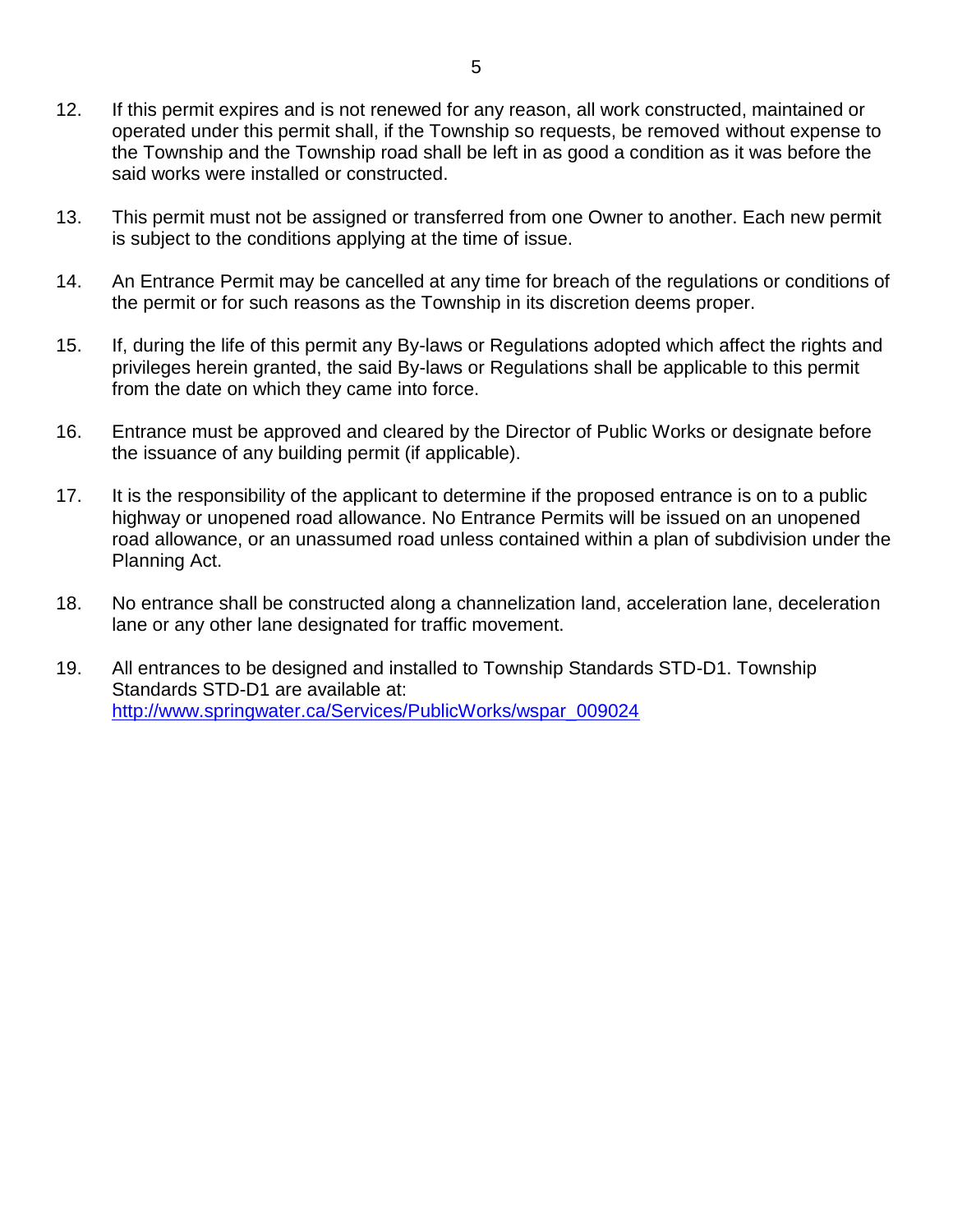12. If this permit expires and is not renewed for any reason, all work constructed, maintained or operated under this permit shall, if the Township so requests, be removed without expense to the Township and the Township road shall be left in as good a condition as it was before the said works were installed or constructed.

13. This permit must not be assigned or transferred from one Owner to another. Each new permit is subject to the conditions applying at the time of issue.

14. An Entrance Permit may be cancelled at any time for breach of the regulations or conditions of the permit or for such reasons as the Township in its discretion deems proper.

15. If, during the life of this permit any By-laws or Regulations adopted which affect the rights and privileges herein granted, the said By-laws or Regulations shall be applicable to this permit from the date on which they came into force.

16. Entrance must be approved and cleared by the Director of Public Works or designate before the issuance of any building permit (if applicable).

17. It is the responsibility of the applicant to determine if the proposed entrance is on to a public highway or unopened road allowance. No Entrance Permits will be issued on an unopened road allowance, or an unassumed road unless contained within a plan of subdivision under the Planning Act.

18. No entrance shall be constructed along a channelization land, acceleration lane, deceleration lane or any other lane designated for traffic movement.

19. All entrances to be designed and installed to Township Standards STD-D1. Township Standards STD-D1 are available at: [http://www.springwater.ca/Services/PublicWorks/wspar_009024](http://www.springwater.ca/Services/PublicWorks/wspar_009024)